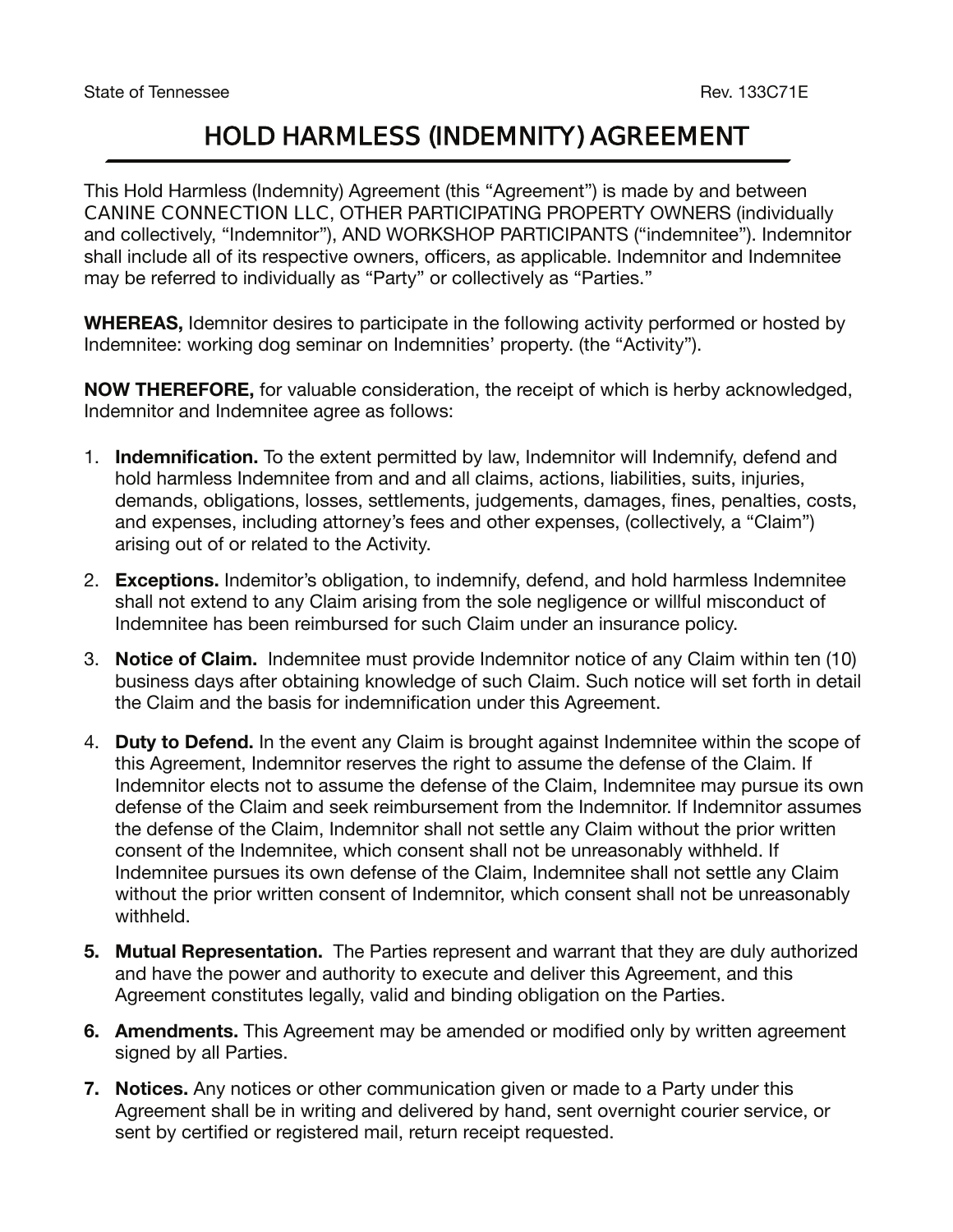State of Tennessee Rev. 133C71E

# HOLD HARMLESS (INDEMNITY) AGREEMENT

This Hold Harmless (Indemnity) Agreement (this "Agreement") is made by and between CANINE CONNECTION LLC, OTHER PARTICIPATING PROPERTY OWNERS (individually and collectively, "Indemnitor"), AND WORKSHOP PARTICIPANTS ("indemnitee"). Indemnitor shall include all of its respective owners, officers, as applicable. Indemnitor and Indemnitee may be referred to individually as "Party" or collectively as "Parties."

**WHEREAS,** Idemnitor desires to participate in the following activity performed or hosted by Indemnitee: working dog seminar on Indemnities' property. (the "Activity").

**NOW THEREFORE,** for valuable consideration, the receipt of which is herby acknowledged, Indemnitor and Indemnitee agree as follows:

1. **Indemnification.** To the extent permitted by law, Indemnitor will Indemnify, defend and hold harmless Indemnitee from and and all claims, actions, liabilities, suits, injuries, demands, obligations, losses, settlements, judgements, damages, fines, penalties, costs, and expenses, including attorney's fees and other expenses, (collectively, a "Claim") arising out of or related to the Activity.
2. **Exceptions.** Indemitor's obligation, to indemnify, defend, and hold harmless Indemnitee shall not extend to any Claim arising from the sole negligence or willful misconduct of Indemnitee has been reimbursed for such Claim under an insurance policy.
3. **Notice of Claim.** Indemnitee must provide Indemnitor notice of any Claim within ten (10) business days after obtaining knowledge of such Claim. Such notice will set forth in detail the Claim and the basis for indemnification under this Agreement.
4. **Duty to Defend.** In the event any Claim is brought against Indemnitee within the scope of this Agreement, Indemnitor reserves the right to assume the defense of the Claim. If Indemnitor elects not to assume the defense of the Claim, Indemnitee may pursue its own defense of the Claim and seek reimbursement from the Indemnitor. If Indemnitor assumes the defense of the Claim, Indemnitor shall not settle any Claim without the prior written consent of the Indemnitee, which consent shall not be unreasonably withheld. If Indemnitee pursues its own defense of the Claim, Indemnitee shall not settle any Claim without the prior written consent of Indemnitor, which consent shall not be unreasonably withheld.
5. **Mutual Representation.** The Parties represent and warrant that they are duly authorized and have the power and authority to execute and deliver this Agreement, and this Agreement constitutes legally, valid and binding obligation on the Parties.
6. **Amendments.** This Agreement may be amended or modified only by written agreement signed by all Parties.
7. **Notices.** Any notices or other communication given or made to a Party under this Agreement shall be in writing and delivered by hand, sent overnight courier service, or sent by certified or registered mail, return receipt requested.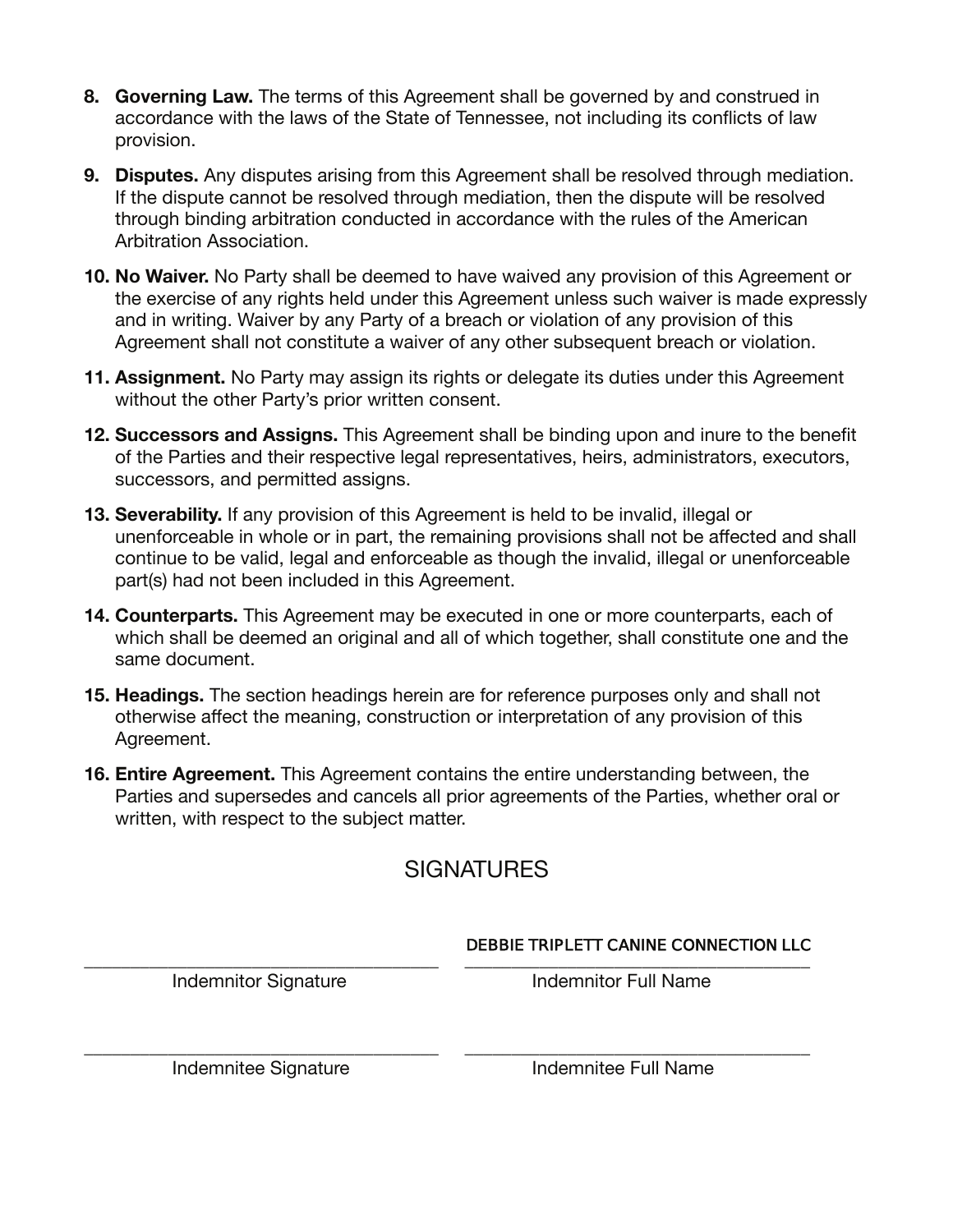8. **Governing Law.** The terms of this Agreement shall be governed by and construed in accordance with the laws of the State of Tennessee, not including its conflicts of law provision.

9. **Disputes.** Any disputes arising from this Agreement shall be resolved through mediation. If the dispute cannot be resolved through mediation, then the dispute will be resolved through binding arbitration conducted in accordance with the rules of the American Arbitration Association.

10. **No Waiver.** No Party shall be deemed to have waived any provision of this Agreement or the exercise of any rights held under this Agreement unless such waiver is made expressly and in writing. Waiver by any Party of a breach or violation of any provision of this Agreement shall not constitute a waiver of any other subsequent breach or violation.

11. **Assignment.** No Party may assign its rights or delegate its duties under this Agreement without the other Party's prior written consent.

12. **Successors and Assigns.** This Agreement shall be binding upon and inure to the benefit of the Parties and their respective legal representatives, heirs, administrators, executors, successors, and permitted assigns.

13. **Severability.** If any provision of this Agreement is held to be invalid, illegal or unenforceable in whole or in part, the remaining provisions shall not be affected and shall continue to be valid, legal and enforceable as though the invalid, illegal or unenforceable part(s) had not been included in this Agreement.

14. **Counterparts.** This Agreement may be executed in one or more counterparts, each of which shall be deemed an original and all of which together, shall constitute one and the same document.

15. **Headings.** The section headings herein are for reference purposes only and shall not otherwise affect the meaning, construction or interpretation of any provision of this Agreement.

16. **Entire Agreement.** This Agreement contains the entire understanding between, the Parties and supersedes and cancels all prior agreements of the Parties, whether oral or written, with respect to the subject matter.

## SIGNATURES

| | |
|---|---|
| ______________________________ | DEBBIE TRIPLETT CANINE CONNECTION LLC |
| Indemnitor Signature | Indemnitor Full Name |
| ______________________________ | ______________________________ |
| Indemnitee Signature | Indemnitee Full Name |